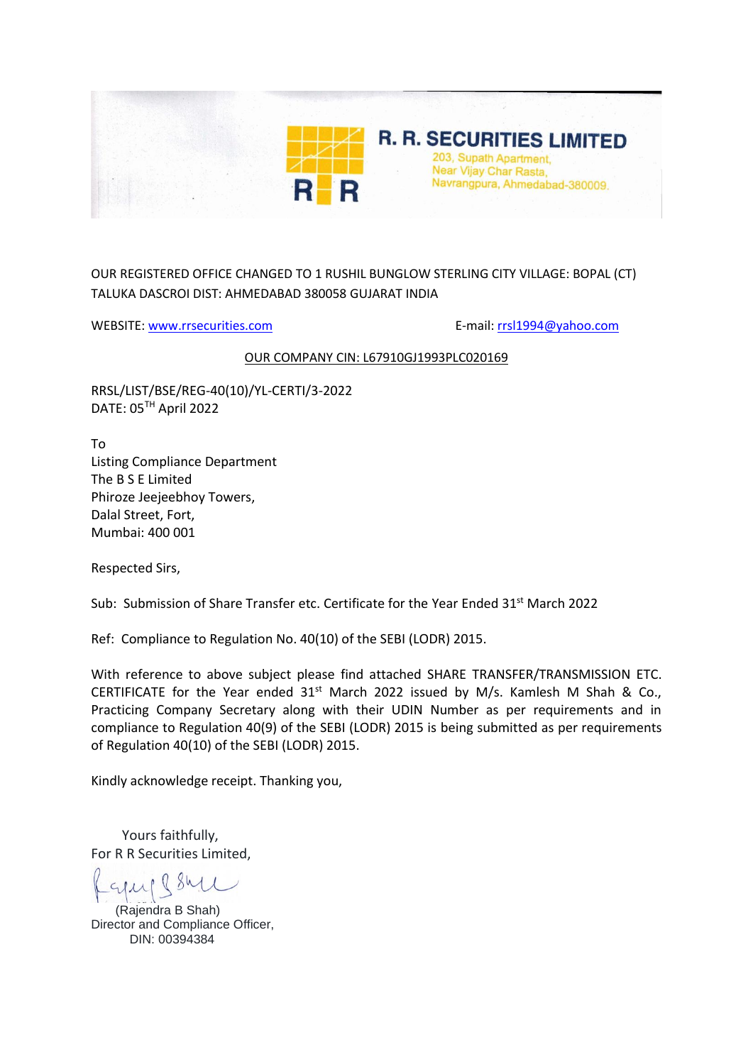# R. R. SECURITIES LIMITED

203, Supath Apartment,
Near Vijay Char Rasta,
Navrangpura, Ahmedabad-380009.

OUR REGISTERED OFFICE CHANGED TO 1 RUSHIL BUNGLOW STERLING CITY VILLAGE: BOPAL (CT) TALUKA DASCROI DIST: AHMEDABAD 380058 GUJARAT INDIA

WEBSITE: www.rrsecurities.com E-mail: rrsl1994@yahoo.com

OUR COMPANY CIN: L67910GJ1993PLC020169

RRSL/LIST/BSE/REG-40(10)/YL-CERTI/3-2022
DATE: 05TH April 2022

To
Listing Compliance Department
The B S E Limited
Phiroze Jeejeebhoy Towers,
Dalal Street, Fort,
Mumbai: 400 001

Respected Sirs,

Sub: Submission of Share Transfer etc. Certificate for the Year Ended 31st March 2022

Ref: Compliance to Regulation No. 40(10) of the SEBI (LODR) 2015.

With reference to above subject please find attached SHARE TRANSFER/TRANSMISSION ETC. CERTIFICATE for the Year ended 31st March 2022 issued by M/s. Kamlesh M Shah & Co., Practicing Company Secretary along with their UDIN Number as per requirements and in compliance to Regulation 40(9) of the SEBI (LODR) 2015 is being submitted as per requirements of Regulation 40(10) of the SEBI (LODR) 2015.

Kindly acknowledge receipt. Thanking you,

Yours faithfully,
For R R Securities Limited,

(Rajendra B Shah)
Director and Compliance Officer,
DIN: 00394384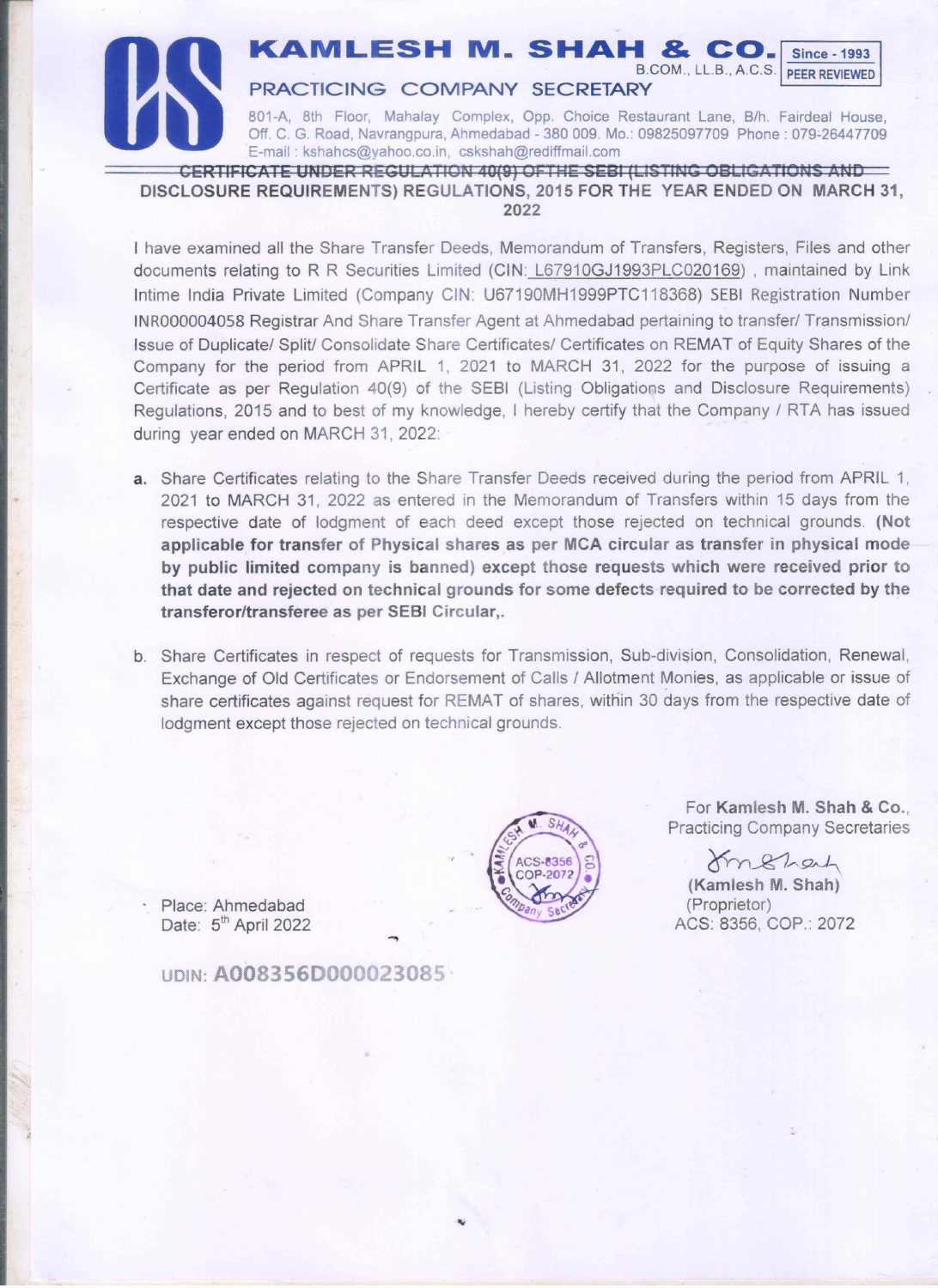# KAMLESH M. SHAH & CO.

B.COM., LL.B., A.C.S.

Since - 1993

PEER REVIEWED

PRACTICING COMPANY SECRETARY

801-A, 8th Floor, Mahalay Complex, Opp. Choice Restaurant Lane, B/h. Fairdeal House, Off. C. G. Road, Navrangpura, Ahmedabad - 380 009. Mo.: 09825097709 Phone : 079-26447709
E-mail : kshahcs@yahoo.co.in, cskshah@rediffmail.com

## CERTIFICATE UNDER REGULATION 40(9) OFTHE SEBI (LISTING OBLIGATIONS AND DISCLOSURE REQUIREMENTS) REGULATIONS, 2015 FOR THE YEAR ENDED ON MARCH 31, 2022

I have examined all the Share Transfer Deeds, Memorandum of Transfers, Registers, Files and other documents relating to R R Securities Limited (CIN: L67910GJ1993PLC020169) , maintained by Link Intime India Private Limited (Company CIN: U67190MH1999PTC118368) SEBI Registration Number INR000004058 Registrar And Share Transfer Agent at Ahmedabad pertaining to transfer/ Transmission/ Issue of Duplicate/ Split/ Consolidate Share Certificates/ Certificates on REMAT of Equity Shares of the Company for the period from APRIL 1, 2021 to MARCH 31, 2022 for the purpose of issuing a Certificate as per Regulation 40(9) of the SEBI (Listing Obligations and Disclosure Requirements) Regulations, 2015 and to best of my knowledge, I hereby certify that the Company / RTA has issued during year ended on MARCH 31, 2022:

a. Share Certificates relating to the Share Transfer Deeds received during the period from APRIL 1, 2021 to MARCH 31, 2022 as entered in the Memorandum of Transfers within 15 days from the respective date of lodgment of each deed except those rejected on technical grounds. **(Not applicable for transfer of Physical shares as per MCA circular as transfer in physical mode by public limited company is banned) except those requests which were received prior to that date and rejected on technical grounds for some defects required to be corrected by the transferor/transferee as per SEBI Circular,.**

b. Share Certificates in respect of requests for Transmission, Sub-division, Consolidation, Renewal, Exchange of Old Certificates or Endorsement of Calls / Allotment Monies, as applicable or issue of share certificates against request for REMAT of shares, within 30 days from the respective date of lodgment except those rejected on technical grounds.

For **Kamlesh M. Shah & Co.**,
Practicing Company Secretaries

**(Kamlesh M. Shah)**
(Proprietor)
ACS: 8356, COP.: 2072

Place: Ahmedabad
Date: 5th April 2022

UDIN: **A008356D000023085**